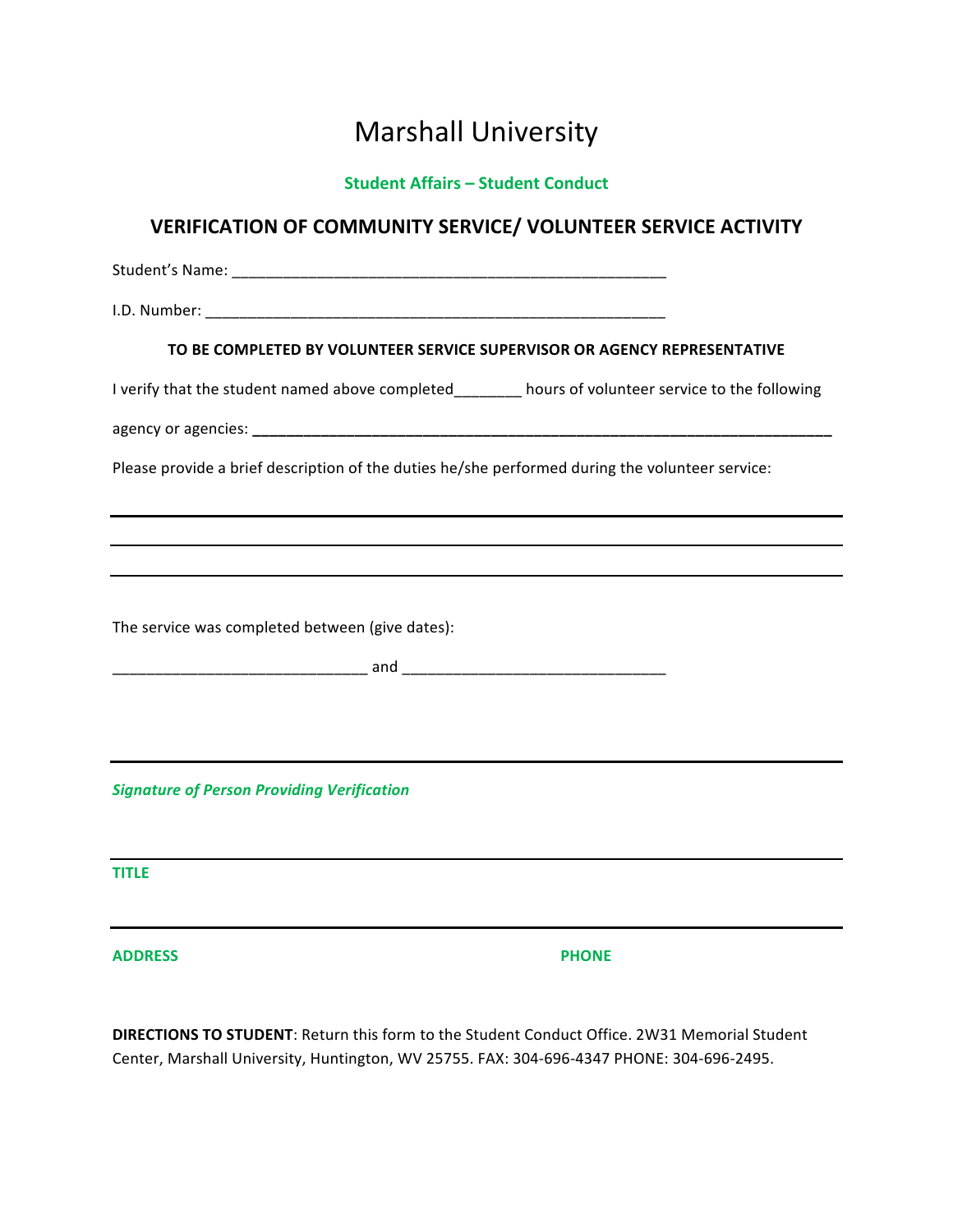# Marshall University

**Student Affairs – Student Conduct**

## VERIFICATION OF COMMUNITY SERVICE/ VOLUNTEER SERVICE ACTIVITY

Student's Name: _____________________________________________________

I.D. Number: ________________________________________________________

**TO BE COMPLETED BY VOLUNTEER SERVICE SUPERVISOR OR AGENCY REPRESENTATIVE**

I verify that the student named above completed________ hours of volunteer service to the following

agency or agencies: ______________________________________________________________________

Please provide a brief description of the duties he/she performed during the volunteer service:

___________________________________________________________________________

___________________________________________________________________________

___________________________________________________________________________

The service was completed between (give dates):

______________________________ and ______________________________

___________________________________________________________________________

***Signature of Person Providing Verification***

___________________________________________________________________________

**TITLE**

___________________________________________________________________________

**ADDRESS** **PHONE**

**DIRECTIONS TO STUDENT**: Return this form to the Student Conduct Office. 2W31 Memorial Student Center, Marshall University, Huntington, WV 25755. FAX: 304-696-4347 PHONE: 304-696-2495.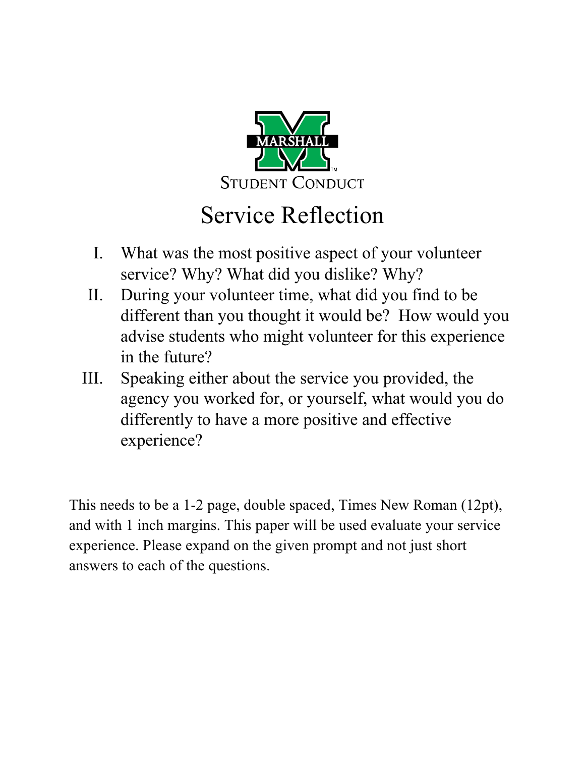MARSHALL

STUDENT CONDUCT

# Service Reflection

I. What was the most positive aspect of your volunteer service? Why? What did you dislike? Why?
II. During your volunteer time, what did you find to be different than you thought it would be? How would you advise students who might volunteer for this experience in the future?
III. Speaking either about the service you provided, the agency you worked for, or yourself, what would you do differently to have a more positive and effective experience?

This needs to be a 1-2 page, double spaced, Times New Roman (12pt), and with 1 inch margins. This paper will be used evaluate your service experience. Please expand on the given prompt and not just short answers to each of the questions.